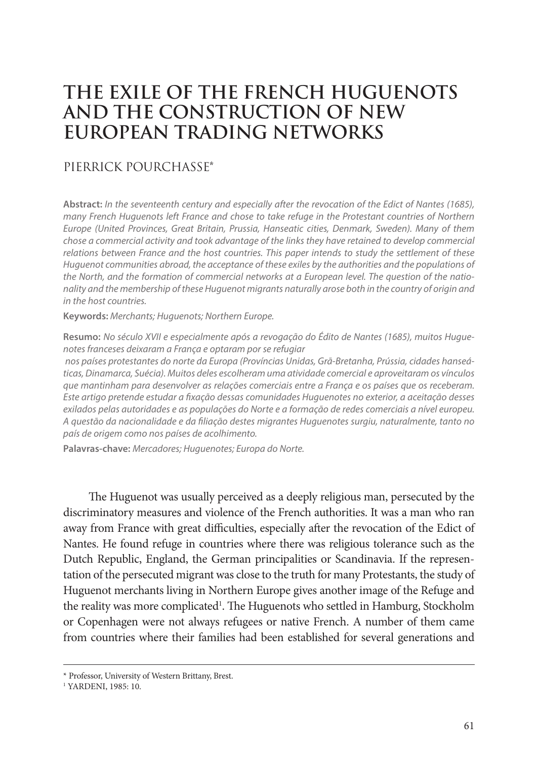# THE EXILE OF THE FRENCH HUGUENOTS AND THE CONSTRUCTION OF NEW EUROPEAN TRADING NETWORKS

PIERRICK POURCHASSE*

**Abstract:** *In the seventeenth century and especially after the revocation of the Edict of Nantes (1685), many French Huguenots left France and chose to take refuge in the Protestant countries of Northern Europe (United Provinces, Great Britain, Prussia, Hanseatic cities, Denmark, Sweden). Many of them chose a commercial activity and took advantage of the links they have retained to develop commercial relations between France and the host countries. This paper intends to study the settlement of these Huguenot communities abroad, the acceptance of these exiles by the authorities and the populations of the North, and the formation of commercial networks at a European level. The question of the nationality and the membership of these Huguenot migrants naturally arose both in the country of origin and in the host countries.*

**Keywords:** *Merchants; Huguenots; Northern Europe.*

**Resumo:** *No século XVII e especialmente após a revogação do Édito de Nantes (1685), muitos Huguenotes franceses deixaram a França e optaram por se refugiar nos países protestantes do norte da Europa (Províncias Unidas, Grã-Bretanha, Prússia, cidades hanseáticas, Dinamarca, Suécia). Muitos deles escolheram uma atividade comercial e aproveitaram os vínculos que mantinham para desenvolver as relações comerciais entre a França e os países que os receberam. Este artigo pretende estudar a fixação dessas comunidades Huguenotes no exterior, a aceitação desses exilados pelas autoridades e as populações do Norte e a formação de redes comerciais a nível europeu. A questão da nacionalidade e da filiação destes migrantes Huguenotes surgiu, naturalmente, tanto no país de origem como nos países de acolhimento.*

**Palavras-chave:** *Mercadores; Huguenotes; Europa do Norte.*

The Huguenot was usually perceived as a deeply religious man, persecuted by the discriminatory measures and violence of the French authorities. It was a man who ran away from France with great difficulties, especially after the revocation of the Edict of Nantes. He found refuge in countries where there was religious tolerance such as the Dutch Republic, England, the German principalities or Scandinavia. If the representation of the persecuted migrant was close to the truth for many Protestants, the study of Huguenot merchants living in Northern Europe gives another image of the Refuge and the reality was more complicated[1]. The Huguenots who settled in Hamburg, Stockholm or Copenhagen were not always refugees or native French. A number of them came from countries where their families had been established for several generations and

---

\* Professor, University of Western Brittany, Brest.

[1] YARDENI, 1985: 10.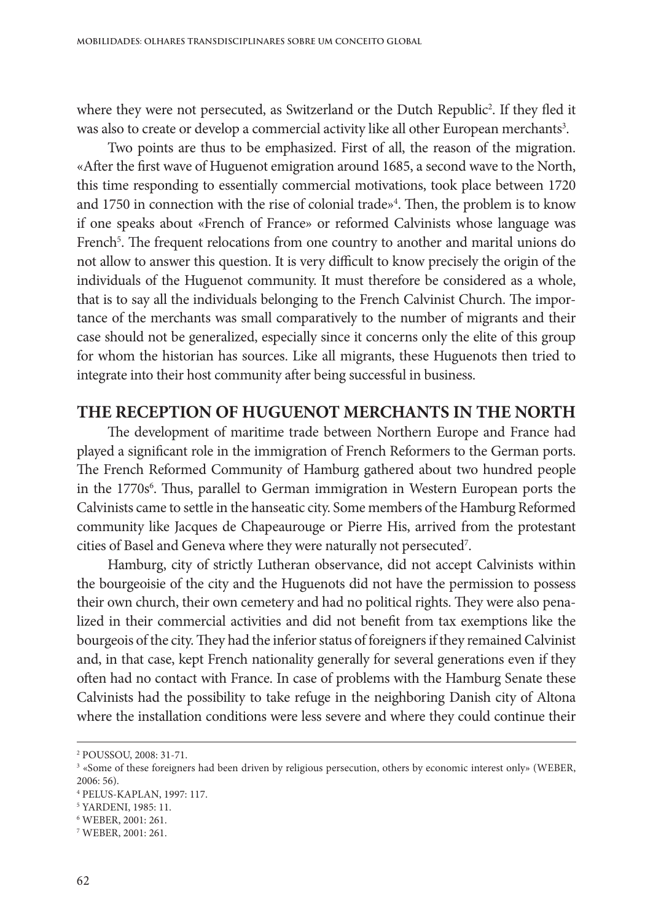where they were not persecuted, as Switzerland or the Dutch Republic[2]. If they fled it was also to create or develop a commercial activity like all other European merchants[3].

Two points are thus to be emphasized. First of all, the reason of the migration. «After the first wave of Huguenot emigration around 1685, a second wave to the North, this time responding to essentially commercial motivations, took place between 1720 and 1750 in connection with the rise of colonial trade»[4]. Then, the problem is to know if one speaks about «French of France» or reformed Calvinists whose language was French[5]. The frequent relocations from one country to another and marital unions do not allow to answer this question. It is very difficult to know precisely the origin of the individuals of the Huguenot community. It must therefore be considered as a whole, that is to say all the individuals belonging to the French Calvinist Church. The importance of the merchants was small comparatively to the number of migrants and their case should not be generalized, especially since it concerns only the elite of this group for whom the historian has sources. Like all migrants, these Huguenots then tried to integrate into their host community after being successful in business.

## THE RECEPTION OF HUGUENOT MERCHANTS IN THE NORTH

The development of maritime trade between Northern Europe and France had played a significant role in the immigration of French Reformers to the German ports. The French Reformed Community of Hamburg gathered about two hundred people in the 1770s[6]. Thus, parallel to German immigration in Western European ports the Calvinists came to settle in the hanseatic city. Some members of the Hamburg Reformed community like Jacques de Chapeaurouge or Pierre His, arrived from the protestant cities of Basel and Geneva where they were naturally not persecuted[7].

Hamburg, city of strictly Lutheran observance, did not accept Calvinists within the bourgeoisie of the city and the Huguenots did not have the permission to possess their own church, their own cemetery and had no political rights. They were also penalized in their commercial activities and did not benefit from tax exemptions like the bourgeois of the city. They had the inferior status of foreigners if they remained Calvinist and, in that case, kept French nationality generally for several generations even if they often had no contact with France. In case of problems with the Hamburg Senate these Calvinists had the possibility to take refuge in the neighboring Danish city of Altona where the installation conditions were less severe and where they could continue their

---

[2] POUSSOU, 2008: 31-71.

[3] «Some of these foreigners had been driven by religious persecution, others by economic interest only» (WEBER, 2006: 56).

[4] PELUS-KAPLAN, 1997: 117.

[5] YARDENI, 1985: 11.

[6] WEBER, 2001: 261.

[7] WEBER, 2001: 261.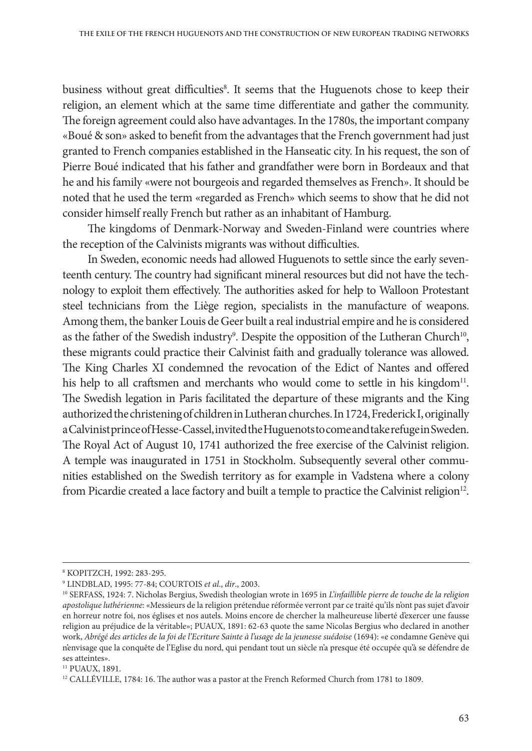business without great difficulties[8]. It seems that the Huguenots chose to keep their religion, an element which at the same time differentiate and gather the community. The foreign agreement could also have advantages. In the 1780s, the important company «Boué & son» asked to benefit from the advantages that the French government had just granted to French companies established in the Hanseatic city. In his request, the son of Pierre Boué indicated that his father and grandfather were born in Bordeaux and that he and his family «were not bourgeois and regarded themselves as French». It should be noted that he used the term «regarded as French» which seems to show that he did not consider himself really French but rather as an inhabitant of Hamburg.

The kingdoms of Denmark-Norway and Sweden-Finland were countries where the reception of the Calvinists migrants was without difficulties.

In Sweden, economic needs had allowed Huguenots to settle since the early seventeenth century. The country had significant mineral resources but did not have the technology to exploit them effectively. The authorities asked for help to Walloon Protestant steel technicians from the Liège region, specialists in the manufacture of weapons. Among them, the banker Louis de Geer built a real industrial empire and he is considered as the father of the Swedish industry[9]. Despite the opposition of the Lutheran Church[10], these migrants could practice their Calvinist faith and gradually tolerance was allowed. The King Charles XI condemned the revocation of the Edict of Nantes and offered his help to all craftsmen and merchants who would come to settle in his kingdom[11]. The Swedish legation in Paris facilitated the departure of these migrants and the King authorized the christening of children in Lutheran churches. In 1724, Frederick I, originally a Calvinist prince of Hesse-Cassel, invited the Huguenots to come and take refuge in Sweden. The Royal Act of August 10, 1741 authorized the free exercise of the Calvinist religion. A temple was inaugurated in 1751 in Stockholm. Subsequently several other communities established on the Swedish territory as for example in Vadstena where a colony from Picardie created a lace factory and built a temple to practice the Calvinist religion[12].

---

[8] KOPITZCH, 1992: 283-295.

[9] LINDBLAD, 1995: 77-84; COURTOIS *et al.*, *dir*., 2003.

[10] SERFASS, 1924: 7. Nicholas Bergius, Swedish theologian wrote in 1695 in *L'infaillible pierre de touche de la religion apostolique luthérienne*: «Messieurs de la religion prétendue réformée verront par ce traité qu'ils n'ont pas sujet d'avoir en horreur notre foi, nos églises et nos autels. Moins encore de chercher la malheureuse liberté d'exercer une fausse religion au préjudice de la véritable»; PUAUX, 1891: 62-63 quote the same Nicolas Bergius who declared in another work, *Abrégé des articles de la foi de l'Ecriture Sainte à l'usage de la jeunesse suédoise* (1694): «e condamne Genève qui n'envisage que la conquête de l'Eglise du nord, qui pendant tout un siècle n'a presque été occupée qu'à se défendre de ses atteintes».

[11] PUAUX, 1891.

[12] CALLÉVILLE, 1784: 16. The author was a pastor at the French Reformed Church from 1781 to 1809.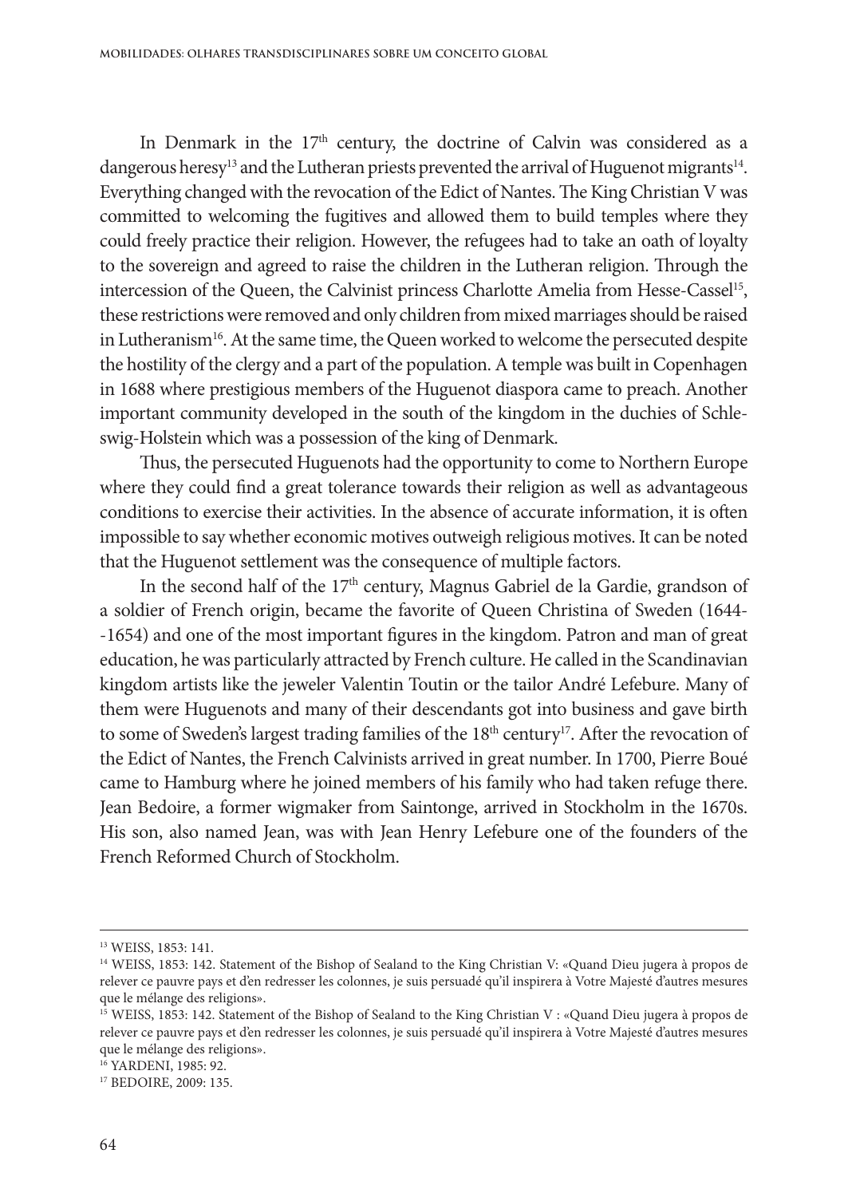In Denmark in the 17th century, the doctrine of Calvin was considered as a dangerous heresy[13] and the Lutheran priests prevented the arrival of Huguenot migrants[14]. Everything changed with the revocation of the Edict of Nantes. The King Christian V was committed to welcoming the fugitives and allowed them to build temples where they could freely practice their religion. However, the refugees had to take an oath of loyalty to the sovereign and agreed to raise the children in the Lutheran religion. Through the intercession of the Queen, the Calvinist princess Charlotte Amelia from Hesse-Cassel[15], these restrictions were removed and only children from mixed marriages should be raised in Lutheranism[16]. At the same time, the Queen worked to welcome the persecuted despite the hostility of the clergy and a part of the population. A temple was built in Copenhagen in 1688 where prestigious members of the Huguenot diaspora came to preach. Another important community developed in the south of the kingdom in the duchies of Schleswig-Holstein which was a possession of the king of Denmark.

Thus, the persecuted Huguenots had the opportunity to come to Northern Europe where they could find a great tolerance towards their religion as well as advantageous conditions to exercise their activities. In the absence of accurate information, it is often impossible to say whether economic motives outweigh religious motives. It can be noted that the Huguenot settlement was the consequence of multiple factors.

In the second half of the 17th century, Magnus Gabriel de la Gardie, grandson of a soldier of French origin, became the favorite of Queen Christina of Sweden (1644--1654) and one of the most important figures in the kingdom. Patron and man of great education, he was particularly attracted by French culture. He called in the Scandinavian kingdom artists like the jeweler Valentin Toutin or the tailor André Lefebure. Many of them were Huguenots and many of their descendants got into business and gave birth to some of Sweden's largest trading families of the 18th century[17]. After the revocation of the Edict of Nantes, the French Calvinists arrived in great number. In 1700, Pierre Boué came to Hamburg where he joined members of his family who had taken refuge there. Jean Bedoire, a former wigmaker from Saintonge, arrived in Stockholm in the 1670s. His son, also named Jean, was with Jean Henry Lefebure one of the founders of the French Reformed Church of Stockholm.

---

[13] WEISS, 1853: 141.

[14] WEISS, 1853: 142. Statement of the Bishop of Sealand to the King Christian V: «Quand Dieu jugera à propos de relever ce pauvre pays et d'en redresser les colonnes, je suis persuadé qu'il inspirera à Votre Majesté d'autres mesures que le mélange des religions».

[15] WEISS, 1853: 142. Statement of the Bishop of Sealand to the King Christian V : «Quand Dieu jugera à propos de relever ce pauvre pays et d'en redresser les colonnes, je suis persuadé qu'il inspirera à Votre Majesté d'autres mesures que le mélange des religions».

[16] YARDENI, 1985: 92.

[17] BEDOIRE, 2009: 135.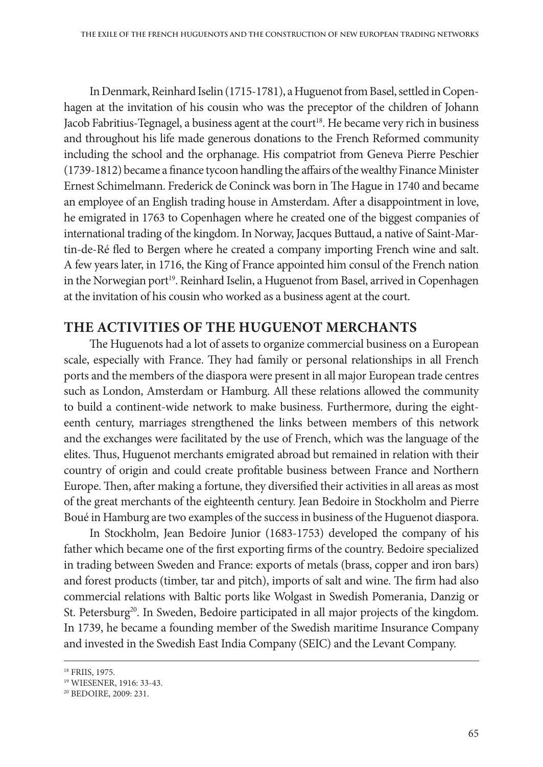In Denmark, Reinhard Iselin (1715-1781), a Huguenot from Basel, settled in Copenhagen at the invitation of his cousin who was the preceptor of the children of Johann Jacob Fabritius-Tegnagel, a business agent at the court[18]. He became very rich in business and throughout his life made generous donations to the French Reformed community including the school and the orphanage. His compatriot from Geneva Pierre Peschier (1739-1812) became a finance tycoon handling the affairs of the wealthy Finance Minister Ernest Schimelmann. Frederick de Coninck was born in The Hague in 1740 and became an employee of an English trading house in Amsterdam. After a disappointment in love, he emigrated in 1763 to Copenhagen where he created one of the biggest companies of international trading of the kingdom. In Norway, Jacques Buttaud, a native of Saint-Martin-de-Ré fled to Bergen where he created a company importing French wine and salt. A few years later, in 1716, the King of France appointed him consul of the French nation in the Norwegian port[19]. Reinhard Iselin, a Huguenot from Basel, arrived in Copenhagen at the invitation of his cousin who worked as a business agent at the court.

## THE ACTIVITIES OF THE HUGUENOT MERCHANTS

The Huguenots had a lot of assets to organize commercial business on a European scale, especially with France. They had family or personal relationships in all French ports and the members of the diaspora were present in all major European trade centres such as London, Amsterdam or Hamburg. All these relations allowed the community to build a continent-wide network to make business. Furthermore, during the eighteenth century, marriages strengthened the links between members of this network and the exchanges were facilitated by the use of French, which was the language of the elites. Thus, Huguenot merchants emigrated abroad but remained in relation with their country of origin and could create profitable business between France and Northern Europe. Then, after making a fortune, they diversified their activities in all areas as most of the great merchants of the eighteenth century. Jean Bedoire in Stockholm and Pierre Boué in Hamburg are two examples of the success in business of the Huguenot diaspora.

In Stockholm, Jean Bedoire Junior (1683-1753) developed the company of his father which became one of the first exporting firms of the country. Bedoire specialized in trading between Sweden and France: exports of metals (brass, copper and iron bars) and forest products (timber, tar and pitch), imports of salt and wine. The firm had also commercial relations with Baltic ports like Wolgast in Swedish Pomerania, Danzig or St. Petersburg[20]. In Sweden, Bedoire participated in all major projects of the kingdom. In 1739, he became a founding member of the Swedish maritime Insurance Company and invested in the Swedish East India Company (SEIC) and the Levant Company.

---

[18] FRIIS, 1975.

[19] WIESENER, 1916: 33-43.

[20] BEDOIRE, 2009: 231.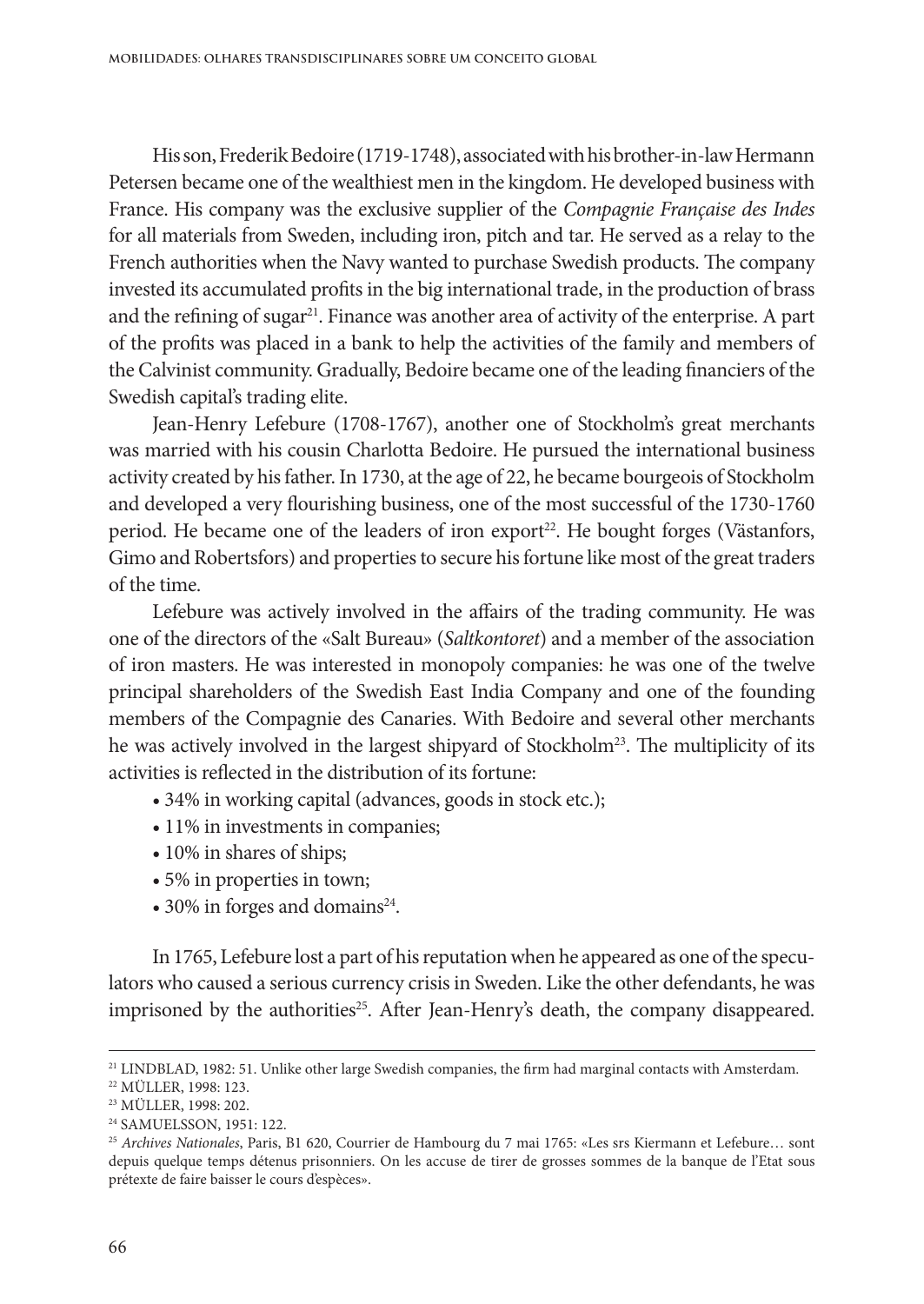His son, Frederik Bedoire (1719-1748), associated with his brother-in-law Hermann Petersen became one of the wealthiest men in the kingdom. He developed business with France. His company was the exclusive supplier of the *Compagnie Française des Indes* for all materials from Sweden, including iron, pitch and tar. He served as a relay to the French authorities when the Navy wanted to purchase Swedish products. The company invested its accumulated profits in the big international trade, in the production of brass and the refining of sugar[21]. Finance was another area of activity of the enterprise. A part of the profits was placed in a bank to help the activities of the family and members of the Calvinist community. Gradually, Bedoire became one of the leading financiers of the Swedish capital's trading elite.

Jean-Henry Lefebure (1708-1767), another one of Stockholm's great merchants was married with his cousin Charlotta Bedoire. He pursued the international business activity created by his father. In 1730, at the age of 22, he became bourgeois of Stockholm and developed a very flourishing business, one of the most successful of the 1730-1760 period. He became one of the leaders of iron export[22]. He bought forges (Västanfors, Gimo and Robertsfors) and properties to secure his fortune like most of the great traders of the time.

Lefebure was actively involved in the affairs of the trading community. He was one of the directors of the «Salt Bureau» (*Saltkontoret*) and a member of the association of iron masters. He was interested in monopoly companies: he was one of the twelve principal shareholders of the Swedish East India Company and one of the founding members of the Compagnie des Canaries. With Bedoire and several other merchants he was actively involved in the largest shipyard of Stockholm[23]. The multiplicity of its activities is reflected in the distribution of its fortune:

- 34% in working capital (advances, goods in stock etc.);
- 11% in investments in companies;
- 10% in shares of ships;
- 5% in properties in town;
- 30% in forges and domains[24].

In 1765, Lefebure lost a part of his reputation when he appeared as one of the speculators who caused a serious currency crisis in Sweden. Like the other defendants, he was imprisoned by the authorities[25]. After Jean-Henry's death, the company disappeared.

---

[21] LINDBLAD, 1982: 51. Unlike other large Swedish companies, the firm had marginal contacts with Amsterdam.

[22] MÜLLER, 1998: 123.

[23] MÜLLER, 1998: 202.

[24] SAMUELSSON, 1951: 122.

[25] *Archives Nationales*, Paris, B1 620, Courrier de Hambourg du 7 mai 1765: «Les srs Kiermann et Lefebure… sont depuis quelque temps détenus prisonniers. On les accuse de tirer de grosses sommes de la banque de l'Etat sous prétexte de faire baisser le cours d'espèces».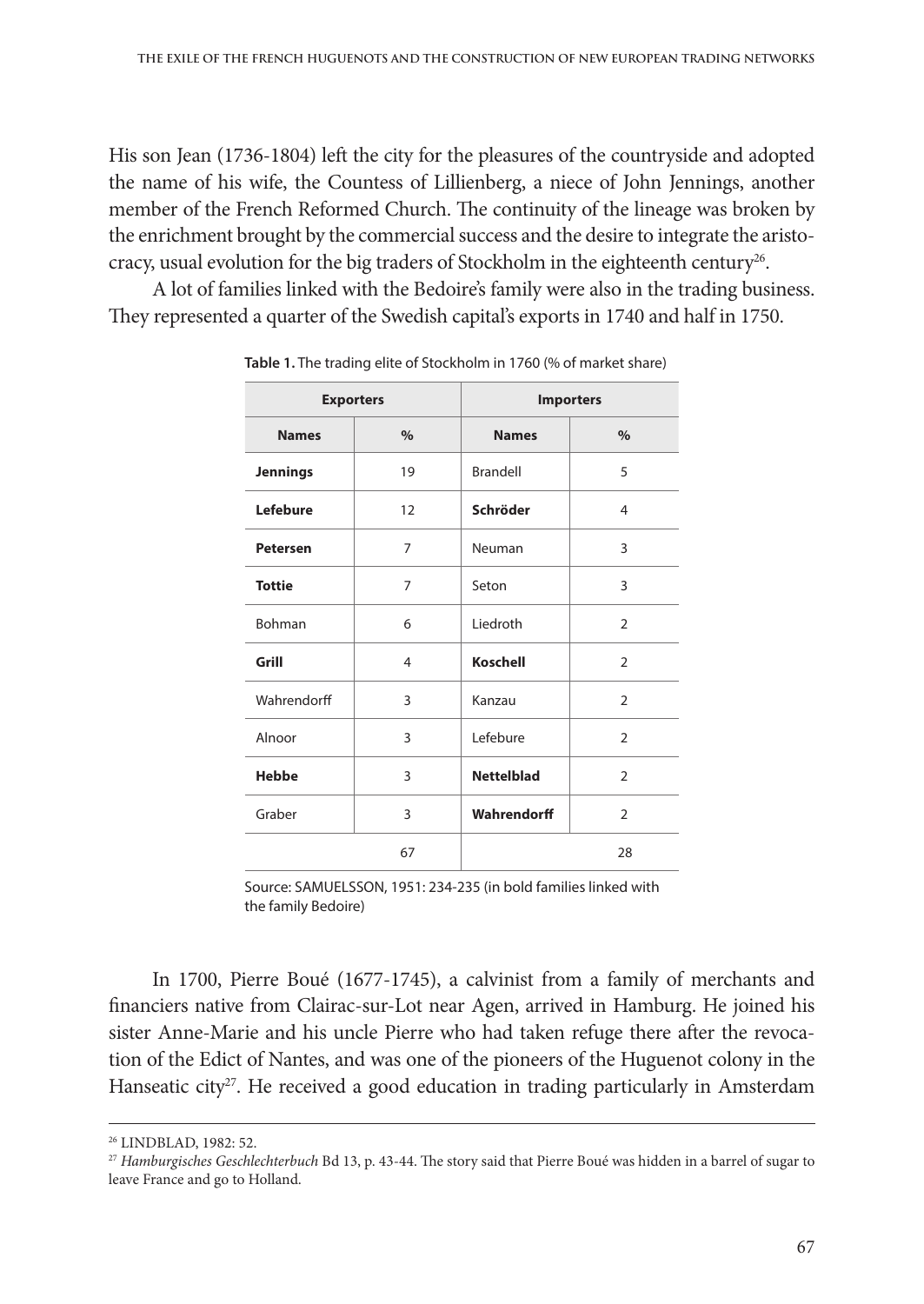His son Jean (1736-1804) left the city for the pleasures of the countryside and adopted the name of his wife, the Countess of Lillienberg, a niece of John Jennings, another member of the French Reformed Church. The continuity of the lineage was broken by the enrichment brought by the commercial success and the desire to integrate the aristocracy, usual evolution for the big traders of Stockholm in the eighteenth century[26].

A lot of families linked with the Bedoire's family were also in the trading business. They represented a quarter of the Swedish capital's exports in 1740 and half in 1750.

**Table 1.** The trading elite of Stockholm in 1760 (% of market share)

| Exporters | | Importers | |
|---|---|---|---|
| **Names** | **%** | **Names** | **%** |
| **Jennings** | 19 | Brandell | 5 |
| **Lefebure** | 12 | **Schröder** | 4 |
| **Petersen** | 7 | Neuman | 3 |
| **Tottie** | 7 | Seton | 3 |
| Bohman | 6 | Liedroth | 2 |
| **Grill** | 4 | **Koschell** | 2 |
| Wahrendorff | 3 | Kanzau | 2 |
| Alnoor | 3 | Lefebure | 2 |
| **Hebbe** | 3 | **Nettelblad** | 2 |
| Graber | 3 | **Wahrendorff** | 2 |
| | 67 | | 28 |

Source: SAMUELSSON, 1951: 234-235 (in bold families linked with the family Bedoire)

In 1700, Pierre Boué (1677-1745), a calvinist from a family of merchants and financiers native from Clairac-sur-Lot near Agen, arrived in Hamburg. He joined his sister Anne-Marie and his uncle Pierre who had taken refuge there after the revocation of the Edict of Nantes, and was one of the pioneers of the Huguenot colony in the Hanseatic city[27]. He received a good education in trading particularly in Amsterdam

---

[26] LINDBLAD, 1982: 52.

[27] *Hamburgisches Geschlechterbuch* Bd 13, p. 43-44. The story said that Pierre Boué was hidden in a barrel of sugar to leave France and go to Holland.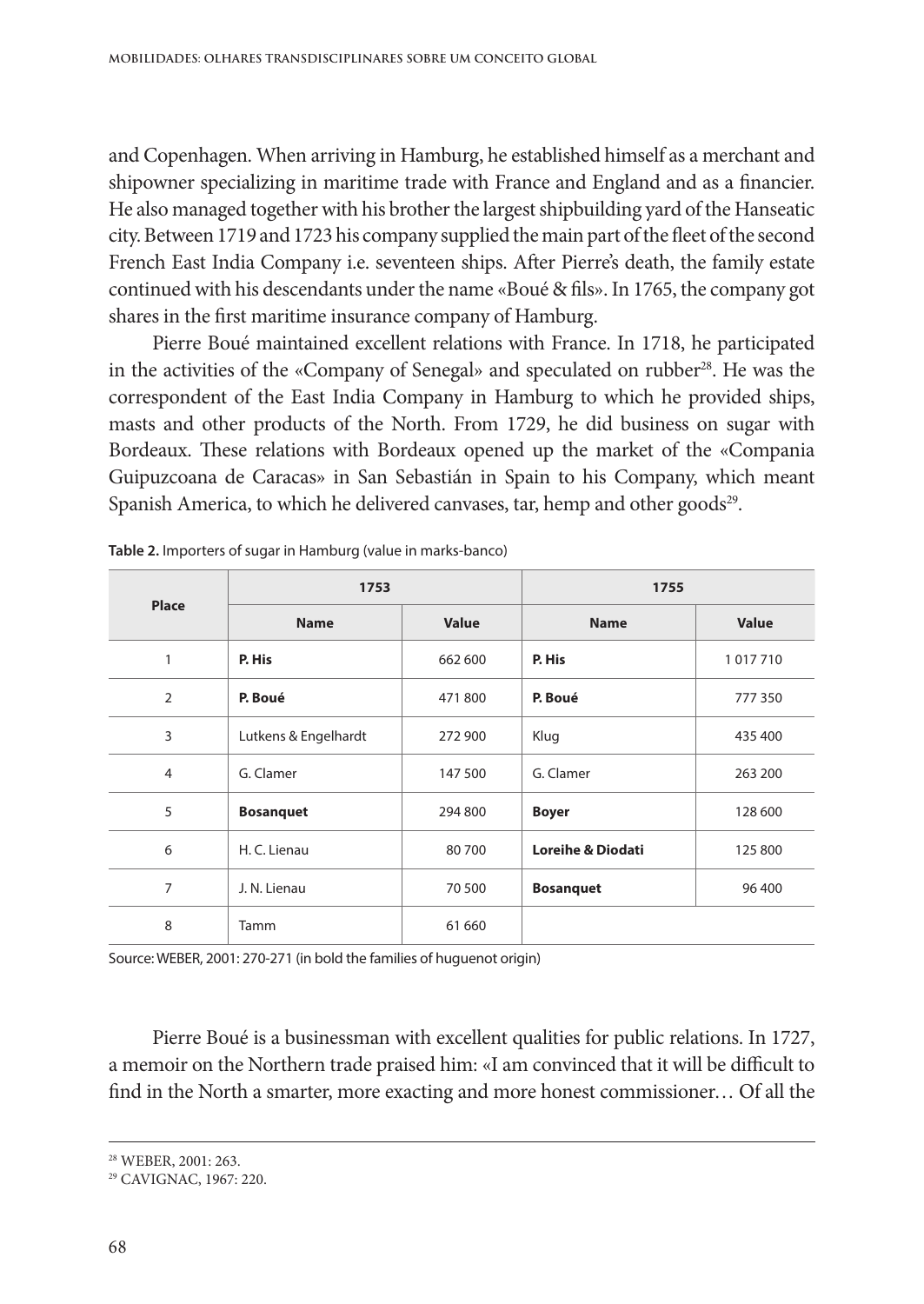and Copenhagen. When arriving in Hamburg, he established himself as a merchant and shipowner specializing in maritime trade with France and England and as a financier. He also managed together with his brother the largest shipbuilding yard of the Hanseatic city. Between 1719 and 1723 his company supplied the main part of the fleet of the second French East India Company i.e. seventeen ships. After Pierre's death, the family estate continued with his descendants under the name «Boué & fils». In 1765, the company got shares in the first maritime insurance company of Hamburg.

Pierre Boué maintained excellent relations with France. In 1718, he participated in the activities of the «Company of Senegal» and speculated on rubber[28]. He was the correspondent of the East India Company in Hamburg to which he provided ships, masts and other products of the North. From 1729, he did business on sugar with Bordeaux. These relations with Bordeaux opened up the market of the «Compania Guipuzcoana de Caracas» in San Sebastián in Spain to his Company, which meant Spanish America, to which he delivered canvases, tar, hemp and other goods[29].

**Table 2.** Importers of sugar in Hamburg (value in marks-banco)

| Place | 1753 | | 1755 | |
|---|---|---|---|---|
| | Name | Value | Name | Value |
| 1 | **P. His** | 662 600 | **P. His** | 1 017 710 |
| 2 | **P. Boué** | 471 800 | **P. Boué** | 777 350 |
| 3 | Lutkens & Engelhardt | 272 900 | Klug | 435 400 |
| 4 | G. Clamer | 147 500 | G. Clamer | 263 200 |
| 5 | **Bosanquet** | 294 800 | **Boyer** | 128 600 |
| 6 | H. C. Lienau | 80 700 | **Loreihe & Diodati** | 125 800 |
| 7 | J. N. Lienau | 70 500 | **Bosanquet** | 96 400 |
| 8 | Tamm | 61 660 | | |

Source: WEBER, 2001: 270-271 (in bold the families of huguenot origin)

Pierre Boué is a businessman with excellent qualities for public relations. In 1727, a memoir on the Northern trade praised him: «I am convinced that it will be difficult to find in the North a smarter, more exacting and more honest commissioner… Of all the

[28] WEBER, 2001: 263.

[29] CAVIGNAC, 1967: 220.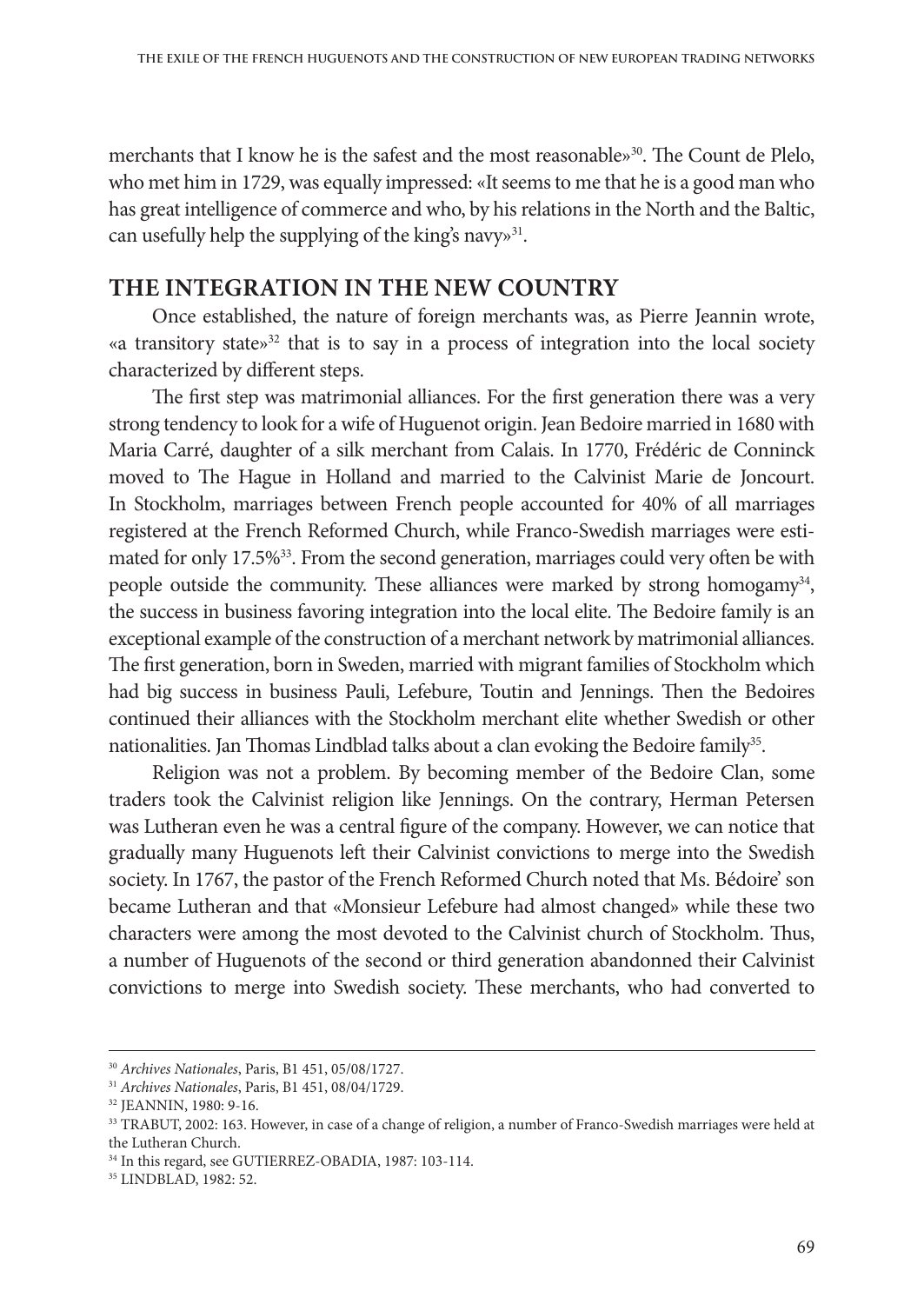merchants that I know he is the safest and the most reasonable»[30]. The Count de Plelo, who met him in 1729, was equally impressed: «It seems to me that he is a good man who has great intelligence of commerce and who, by his relations in the North and the Baltic, can usefully help the supplying of the king's navy»[31].

## THE INTEGRATION IN THE NEW COUNTRY

Once established, the nature of foreign merchants was, as Pierre Jeannin wrote, «a transitory state»[32] that is to say in a process of integration into the local society characterized by different steps.

The first step was matrimonial alliances. For the first generation there was a very strong tendency to look for a wife of Huguenot origin. Jean Bedoire married in 1680 with Maria Carré, daughter of a silk merchant from Calais. In 1770, Frédéric de Conninck moved to The Hague in Holland and married to the Calvinist Marie de Joncourt. In Stockholm, marriages between French people accounted for 40% of all marriages registered at the French Reformed Church, while Franco-Swedish marriages were estimated for only 17.5%[33]. From the second generation, marriages could very often be with people outside the community. These alliances were marked by strong homogamy[34], the success in business favoring integration into the local elite. The Bedoire family is an exceptional example of the construction of a merchant network by matrimonial alliances. The first generation, born in Sweden, married with migrant families of Stockholm which had big success in business Pauli, Lefebure, Toutin and Jennings. Then the Bedoires continued their alliances with the Stockholm merchant elite whether Swedish or other nationalities. Jan Thomas Lindblad talks about a clan evoking the Bedoire family[35].

Religion was not a problem. By becoming member of the Bedoire Clan, some traders took the Calvinist religion like Jennings. On the contrary, Herman Petersen was Lutheran even he was a central figure of the company. However, we can notice that gradually many Huguenots left their Calvinist convictions to merge into the Swedish society. In 1767, the pastor of the French Reformed Church noted that Ms. Bédoire' son became Lutheran and that «Monsieur Lefebure had almost changed» while these two characters were among the most devoted to the Calvinist church of Stockholm. Thus, a number of Huguenots of the second or third generation abandonned their Calvinist convictions to merge into Swedish society. These merchants, who had converted to

---

[30] *Archives Nationales*, Paris, B1 451, 05/08/1727.

[31] *Archives Nationales*, Paris, B1 451, 08/04/1729.

[32] JEANNIN, 1980: 9-16.

[33] TRABUT, 2002: 163. However, in case of a change of religion, a number of Franco-Swedish marriages were held at the Lutheran Church.

[34] In this regard, see GUTIERREZ-OBADIA, 1987: 103-114.

[35] LINDBLAD, 1982: 52.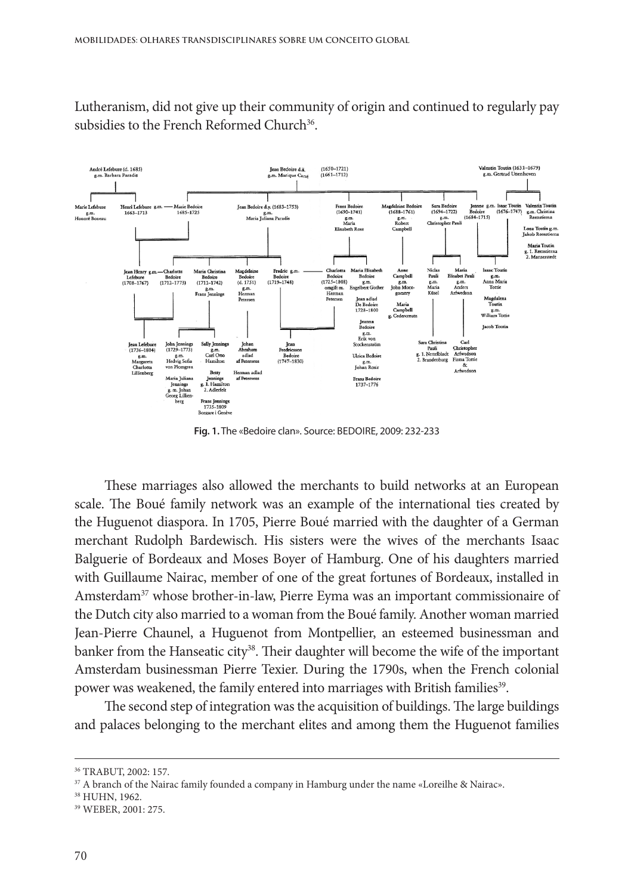Lutheranism, did not give up their community of origin and continued to regularly pay subsidies to the French Reformed Church[36].

Fig. 1. The «Bedoire clan». Source: BEDOIRE, 2009: 232-233

These marriages also allowed the merchants to build networks at an European scale. The Boué family network was an example of the international ties created by the Huguenot diaspora. In 1705, Pierre Boué married with the daughter of a German merchant Rudolph Bardewisch. His sisters were the wives of the merchants Isaac Balguerie of Bordeaux and Moses Boyer of Hamburg. One of his daughters married with Guillaume Nairac, member of one of the great fortunes of Bordeaux, installed in Amsterdam[37] whose brother-in-law, Pierre Eyma was an important commissionaire of the Dutch city also married to a woman from the Boué family. Another woman married Jean-Pierre Chaunel, a Huguenot from Montpellier, an esteemed businessman and banker from the Hanseatic city[38]. Their daughter will become the wife of the important Amsterdam businessman Pierre Texier. During the 1790s, when the French colonial power was weakened, the family entered into marriages with British families[39].

The second step of integration was the acquisition of buildings. The large buildings and palaces belonging to the merchant elites and among them the Huguenot families

---

[36] TRABUT, 2002: 157.

[37] A branch of the Nairac family founded a company in Hamburg under the name «Loreilhe & Nairac».

[38] HUHN, 1962.

[39] WEBER, 2001: 275.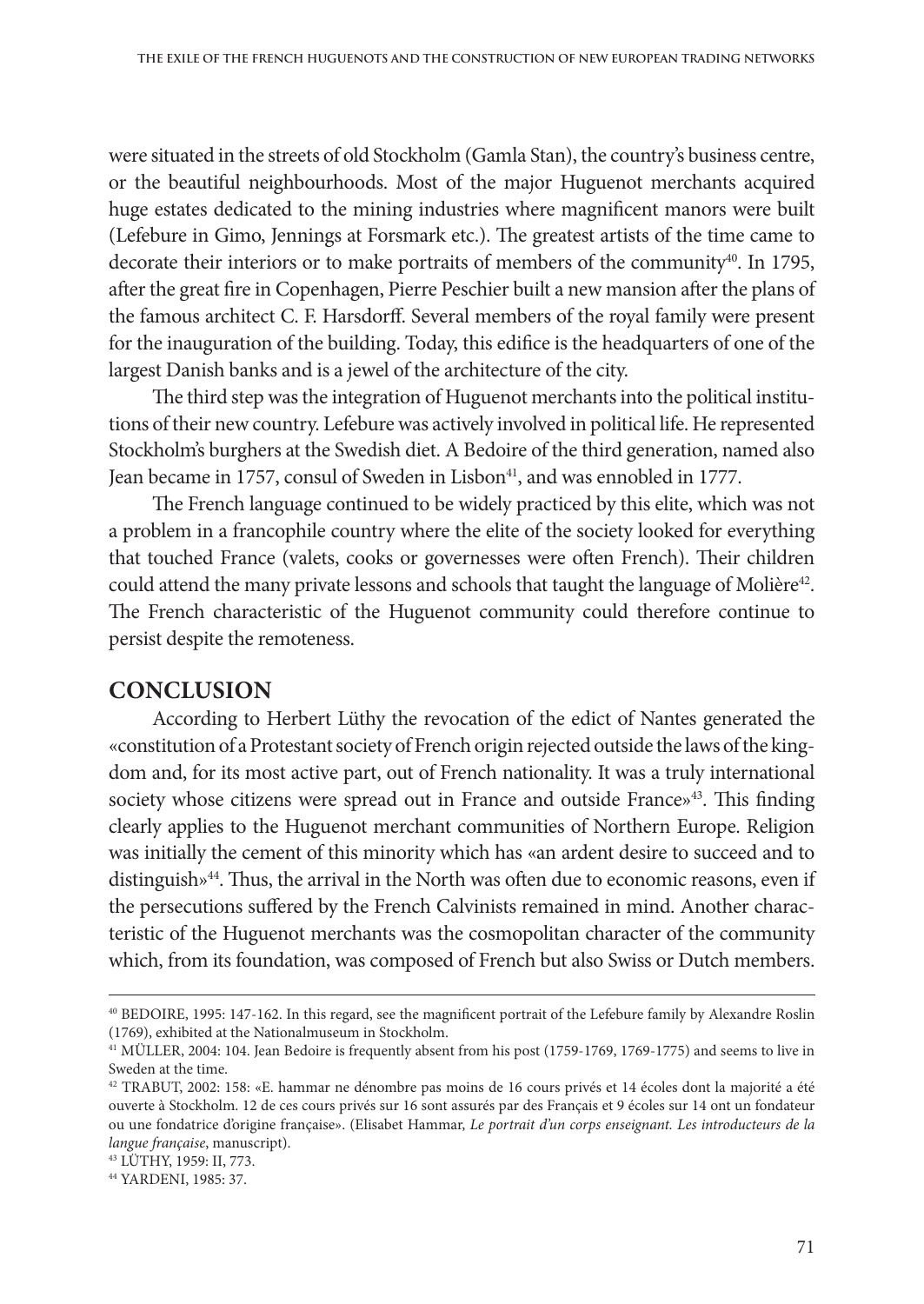were situated in the streets of old Stockholm (Gamla Stan), the country's business centre, or the beautiful neighbourhoods. Most of the major Huguenot merchants acquired huge estates dedicated to the mining industries where magnificent manors were built (Lefebure in Gimo, Jennings at Forsmark etc.). The greatest artists of the time came to decorate their interiors or to make portraits of members of the community[40]. In 1795, after the great fire in Copenhagen, Pierre Peschier built a new mansion after the plans of the famous architect C. F. Harsdorff. Several members of the royal family were present for the inauguration of the building. Today, this edifice is the headquarters of one of the largest Danish banks and is a jewel of the architecture of the city.

The third step was the integration of Huguenot merchants into the political institutions of their new country. Lefebure was actively involved in political life. He represented Stockholm's burghers at the Swedish diet. A Bedoire of the third generation, named also Jean became in 1757, consul of Sweden in Lisbon[41], and was ennobled in 1777.

The French language continued to be widely practiced by this elite, which was not a problem in a francophile country where the elite of the society looked for everything that touched France (valets, cooks or governesses were often French). Their children could attend the many private lessons and schools that taught the language of Molière[42]. The French characteristic of the Huguenot community could therefore continue to persist despite the remoteness.

## CONCLUSION

According to Herbert Lüthy the revocation of the edict of Nantes generated the «constitution of a Protestant society of French origin rejected outside the laws of the kingdom and, for its most active part, out of French nationality. It was a truly international society whose citizens were spread out in France and outside France»[43]. This finding clearly applies to the Huguenot merchant communities of Northern Europe. Religion was initially the cement of this minority which has «an ardent desire to succeed and to distinguish»[44]. Thus, the arrival in the North was often due to economic reasons, even if the persecutions suffered by the French Calvinists remained in mind. Another characteristic of the Huguenot merchants was the cosmopolitan character of the community which, from its foundation, was composed of French but also Swiss or Dutch members.

---

[40] BEDOIRE, 1995: 147-162. In this regard, see the magnificent portrait of the Lefebure family by Alexandre Roslin (1769), exhibited at the Nationalmuseum in Stockholm.

[41] MÜLLER, 2004: 104. Jean Bedoire is frequently absent from his post (1759-1769, 1769-1775) and seems to live in Sweden at the time.

[42] TRABUT, 2002: 158: «E. hammar ne dénombre pas moins de 16 cours privés et 14 écoles dont la majorité a été ouverte à Stockholm. 12 de ces cours privés sur 16 sont assurés par des Français et 9 écoles sur 14 ont un fondateur ou une fondatrice d'origine française». (Elisabet Hammar, *Le portrait d'un corps enseignant. Les introducteurs de la langue française*, manuscript).

[43] LÜTHY, 1959: II, 773.

[44] YARDENI, 1985: 37.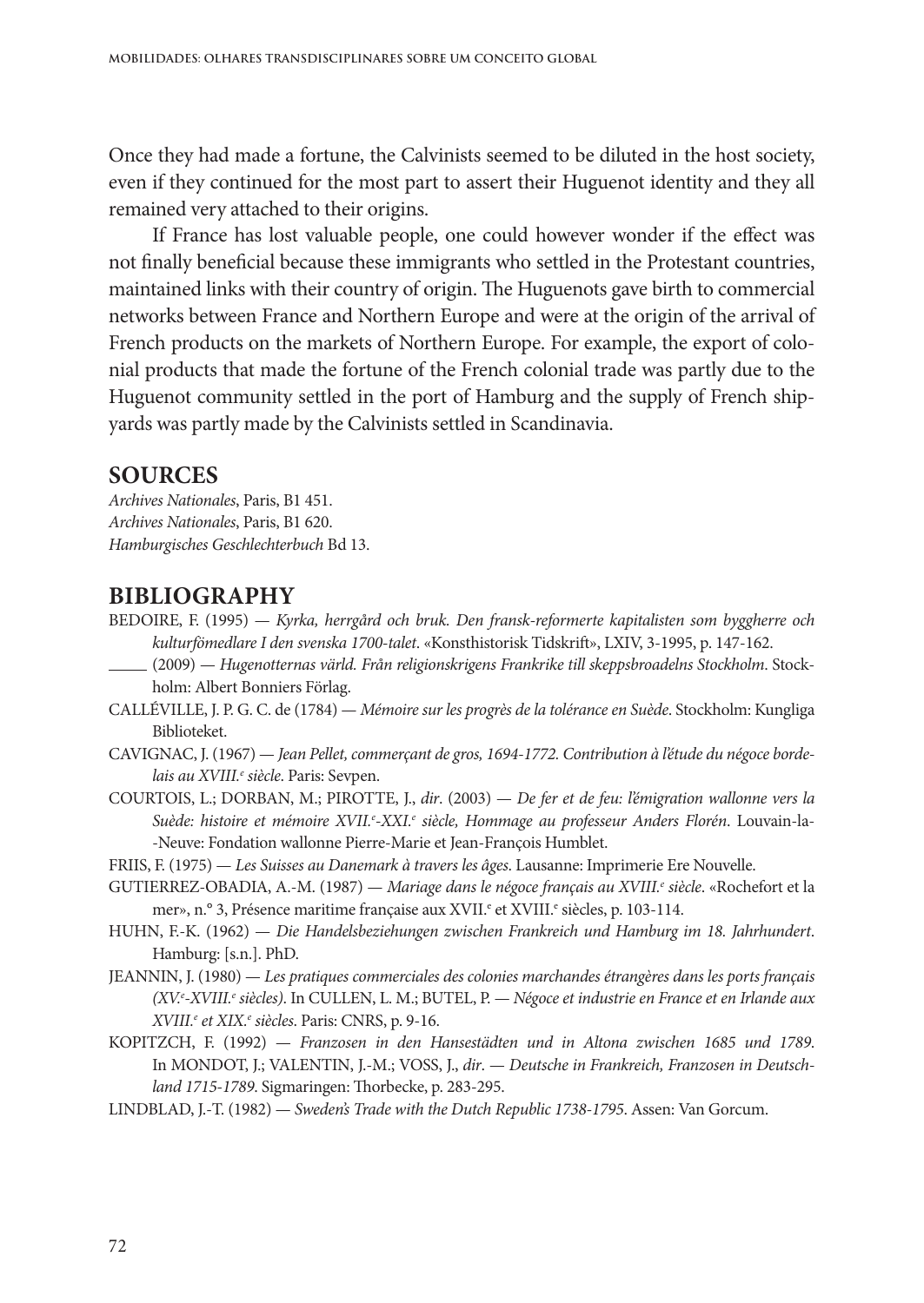Once they had made a fortune, the Calvinists seemed to be diluted in the host society, even if they continued for the most part to assert their Huguenot identity and they all remained very attached to their origins.

If France has lost valuable people, one could however wonder if the effect was not finally beneficial because these immigrants who settled in the Protestant countries, maintained links with their country of origin. The Huguenots gave birth to commercial networks between France and Northern Europe and were at the origin of the arrival of French products on the markets of Northern Europe. For example, the export of colonial products that made the fortune of the French colonial trade was partly due to the Huguenot community settled in the port of Hamburg and the supply of French shipyards was partly made by the Calvinists settled in Scandinavia.

## SOURCES

*Archives Nationales*, Paris, B1 451.
*Archives Nationales*, Paris, B1 620.
*Hamburgisches Geschlechterbuch* Bd 13.

## BIBLIOGRAPHY

BEDOIRE, F. (1995) — *Kyrka, herrgård och bruk. Den fransk-reformerte kapitalisten som byggherre och kulturfömedlare I den svenska 1700-talet*. «Konsthistorisk Tidskrift», LXIV, 3-1995, p. 147-162.

_____ (2009) — *Hugenotternas värld. Från religionskrigens Frankrike till skeppsbroadelns Stockholm*. Stockholm: Albert Bonniers Förlag.

CALLÉVILLE, J. P. G. C. de (1784) — *Mémoire sur les progrès de la tolérance en Suède*. Stockholm: Kungliga Biblioteket.

CAVIGNAC, J. (1967) — *Jean Pellet, commerçant de gros, 1694-1772. Contribution à l'étude du négoce bordelais au XVIII.e siècle*. Paris: Sevpen.

COURTOIS, L.; DORBAN, M.; PIROTTE, J., *dir*. (2003) — *De fer et de feu: l'émigration wallonne vers la Suède: histoire et mémoire XVII.e-XXI.e siècle, Hommage au professeur Anders Florén*. Louvain-la-Neuve: Fondation wallonne Pierre-Marie et Jean-François Humblet.

FRIIS, F. (1975) — *Les Suisses au Danemark à travers les âges*. Lausanne: Imprimerie Ere Nouvelle.

GUTIERREZ-OBADIA, A.-M. (1987) — *Mariage dans le négoce français au XVIII.e siècle*. «Rochefort et la mer», n.º 3, Présence maritime française aux XVII.e et XVIII.e siècles, p. 103-114.

HUHN, F.-K. (1962) — *Die Handelsbeziehungen zwischen Frankreich und Hamburg im 18. Jahrhundert*. Hamburg: [s.n.]. PhD.

JEANNIN, J. (1980) — *Les pratiques commerciales des colonies marchandes étrangères dans les ports français (XV.e-XVIII.e siècles)*. In CULLEN, L. M.; BUTEL, P. — *Négoce et industrie en France et en Irlande aux XVIII.e et XIX.e siècles*. Paris: CNRS, p. 9-16.

KOPITZCH, F. (1992) — *Franzosen in den Hansestädten und in Altona zwischen 1685 und 1789*. In MONDOT, J.; VALENTIN, J.-M.; VOSS, J., *dir*. — *Deutsche in Frankreich, Franzosen in Deutschland 1715-1789*. Sigmaringen: Thorbecke, p. 283-295.

LINDBLAD, J.-T. (1982) — *Sweden's Trade with the Dutch Republic 1738-1795*. Assen: Van Gorcum.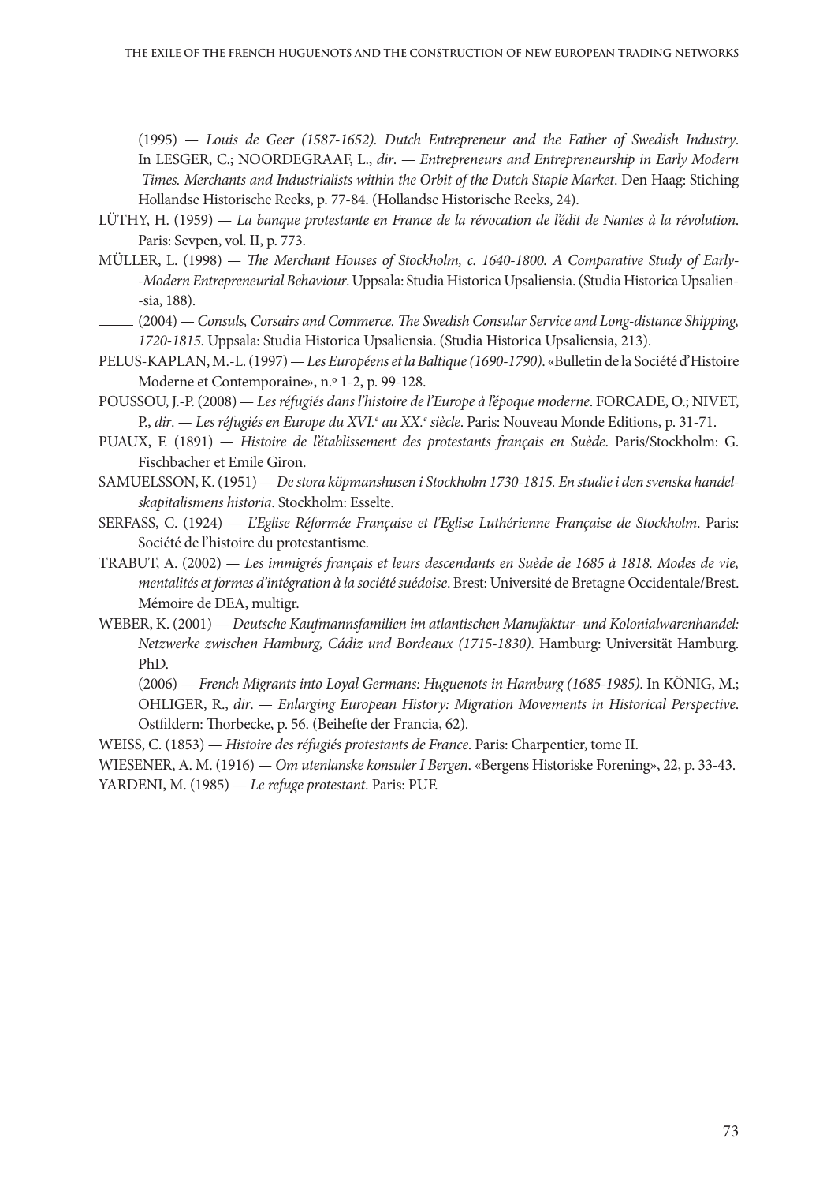_____ (1995) — *Louis de Geer (1587-1652). Dutch Entrepreneur and the Father of Swedish Industry*. In LESGER, C.; NOORDEGRAAF, L., *dir*. — *Entrepreneurs and Entrepreneurship in Early Modern Times. Merchants and Industrialists within the Orbit of the Dutch Staple Market*. Den Haag: Stiching Hollandse Historische Reeks, p. 77-84. (Hollandse Historische Reeks, 24).

LÜTHY, H. (1959) — *La banque protestante en France de la révocation de l'édit de Nantes à la révolution*. Paris: Sevpen, vol. II, p. 773.

MÜLLER, L. (1998) — *The Merchant Houses of Stockholm, c. 1640-1800. A Comparative Study of Early-Modern Entrepreneurial Behaviour*. Uppsala: Studia Historica Upsaliensia. (Studia Historica Upsaliensia, 188).

_____ (2004) — *Consuls, Corsairs and Commerce. The Swedish Consular Service and Long-distance Shipping, 1720-1815*. Uppsala: Studia Historica Upsaliensia. (Studia Historica Upsaliensia, 213).

PELUS-KAPLAN, M.-L. (1997) — *Les Européens et la Baltique (1690-1790)*. «Bulletin de la Société d'Histoire Moderne et Contemporaine», n.º 1-2, p. 99-128.

POUSSOU, J.-P. (2008) — *Les réfugiés dans l'histoire de l'Europe à l'époque moderne*. FORCADE, O.; NIVET, P., *dir*. — *Les réfugiés en Europe du XVI.e au XX.e siècle*. Paris: Nouveau Monde Editions, p. 31-71.

PUAUX, F. (1891) — *Histoire de l'établissement des protestants français en Suède*. Paris/Stockholm: G. Fischbacher et Emile Giron.

SAMUELSSON, K. (1951) — *De stora köpmanshusen i Stockholm 1730-1815. En studie i den svenska handelskapitalismens historia*. Stockholm: Esselte.

SERFASS, C. (1924) — *L'Eglise Réformée Française et l'Eglise Luthérienne Française de Stockholm*. Paris: Société de l'histoire du protestantisme.

TRABUT, A. (2002) — *Les immigrés français et leurs descendants en Suède de 1685 à 1818. Modes de vie, mentalités et formes d'intégration à la société suédoise*. Brest: Université de Bretagne Occidentale/Brest. Mémoire de DEA, multigr.

WEBER, K. (2001) — *Deutsche Kaufmannsfamilien im atlantischen Manufaktur- und Kolonialwarenhandel: Netzwerke zwischen Hamburg, Cádiz und Bordeaux (1715-1830)*. Hamburg: Universität Hamburg. PhD.

_____ (2006) — *French Migrants into Loyal Germans: Huguenots in Hamburg (1685-1985)*. In KÖNIG, M.; OHLIGER, R., *dir*. — *Enlarging European History: Migration Movements in Historical Perspective*. Ostfildern: Thorbecke, p. 56. (Beihefte der Francia, 62).

WEISS, C. (1853) — *Histoire des réfugiés protestants de France*. Paris: Charpentier, tome II.

WIESENER, A. M. (1916) — *Om utenlanske konsuler I Bergen*. «Bergens Historiske Forening», 22, p. 33-43.

YARDENI, M. (1985) — *Le refuge protestant*. Paris: PUF.